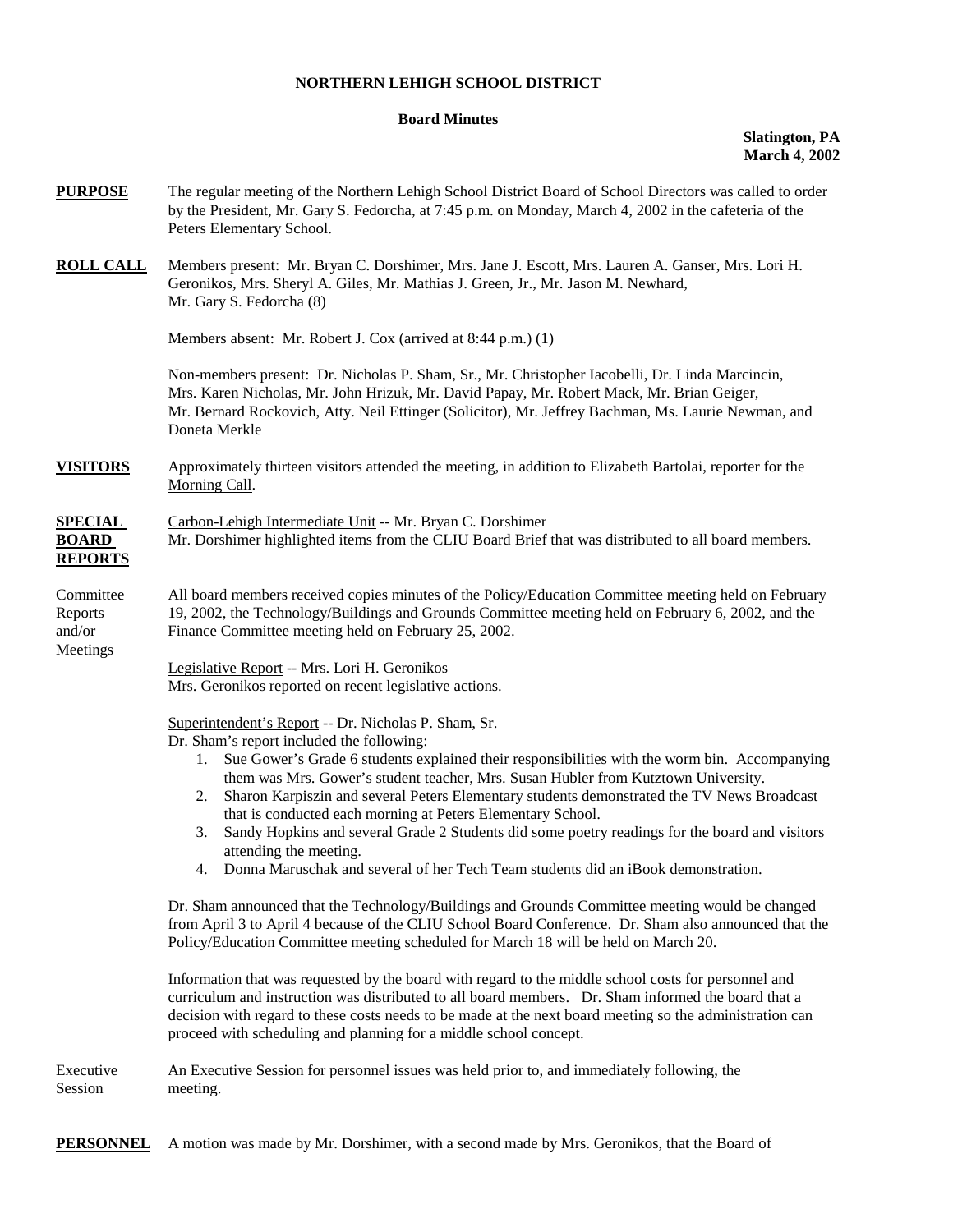**NORTHERN LEHIGH SCHOOL DISTRICT**

**Board Minutes**

**Slatington, PA**
**March 4, 2002**

**PURPOSE** The regular meeting of the Northern Lehigh School District Board of School Directors was called to order by the President, Mr. Gary S. Fedorcha, at 7:45 p.m. on Monday, March 4, 2002 in the cafeteria of the Peters Elementary School.

**ROLL CALL** Members present: Mr. Bryan C. Dorshimer, Mrs. Jane J. Escott, Mrs. Lauren A. Ganser, Mrs. Lori H. Geronikos, Mrs. Sheryl A. Giles, Mr. Mathias J. Green, Jr., Mr. Jason M. Newhard, Mr. Gary S. Fedorcha (8)

Members absent: Mr. Robert J. Cox (arrived at 8:44 p.m.) (1)

Non-members present: Dr. Nicholas P. Sham, Sr., Mr. Christopher Iacobelli, Dr. Linda Marcincin, Mrs. Karen Nicholas, Mr. John Hrizuk, Mr. David Papay, Mr. Robert Mack, Mr. Brian Geiger, Mr. Bernard Rockovich, Atty. Neil Ettinger (Solicitor), Mr. Jeffrey Bachman, Ms. Laurie Newman, and Doneta Merkle

**VISITORS** Approximately thirteen visitors attended the meeting, in addition to Elizabeth Bartolai, reporter for the Morning Call.

**SPECIAL BOARD REPORTS** Carbon-Lehigh Intermediate Unit -- Mr. Bryan C. Dorshimer
Mr. Dorshimer highlighted items from the CLIU Board Brief that was distributed to all board members.

Committee Reports and/or Meetings

All board members received copies minutes of the Policy/Education Committee meeting held on February 19, 2002, the Technology/Buildings and Grounds Committee meeting held on February 6, 2002, and the Finance Committee meeting held on February 25, 2002.

Legislative Report -- Mrs. Lori H. Geronikos
Mrs. Geronikos reported on recent legislative actions.

Superintendent's Report -- Dr. Nicholas P. Sham, Sr.
Dr. Sham's report included the following:

1. Sue Gower's Grade 6 students explained their responsibilities with the worm bin. Accompanying them was Mrs. Gower's student teacher, Mrs. Susan Hubler from Kutztown University.
2. Sharon Karpiszin and several Peters Elementary students demonstrated the TV News Broadcast that is conducted each morning at Peters Elementary School.
3. Sandy Hopkins and several Grade 2 Students did some poetry readings for the board and visitors attending the meeting.
4. Donna Maruschak and several of her Tech Team students did an iBook demonstration.

Dr. Sham announced that the Technology/Buildings and Grounds Committee meeting would be changed from April 3 to April 4 because of the CLIU School Board Conference. Dr. Sham also announced that the Policy/Education Committee meeting scheduled for March 18 will be held on March 20.

Information that was requested by the board with regard to the middle school costs for personnel and curriculum and instruction was distributed to all board members. Dr. Sham informed the board that a decision with regard to these costs needs to be made at the next board meeting so the administration can proceed with scheduling and planning for a middle school concept.

Executive Session An Executive Session for personnel issues was held prior to, and immediately following, the meeting.

**PERSONNEL** A motion was made by Mr. Dorshimer, with a second made by Mrs. Geronikos, that the Board of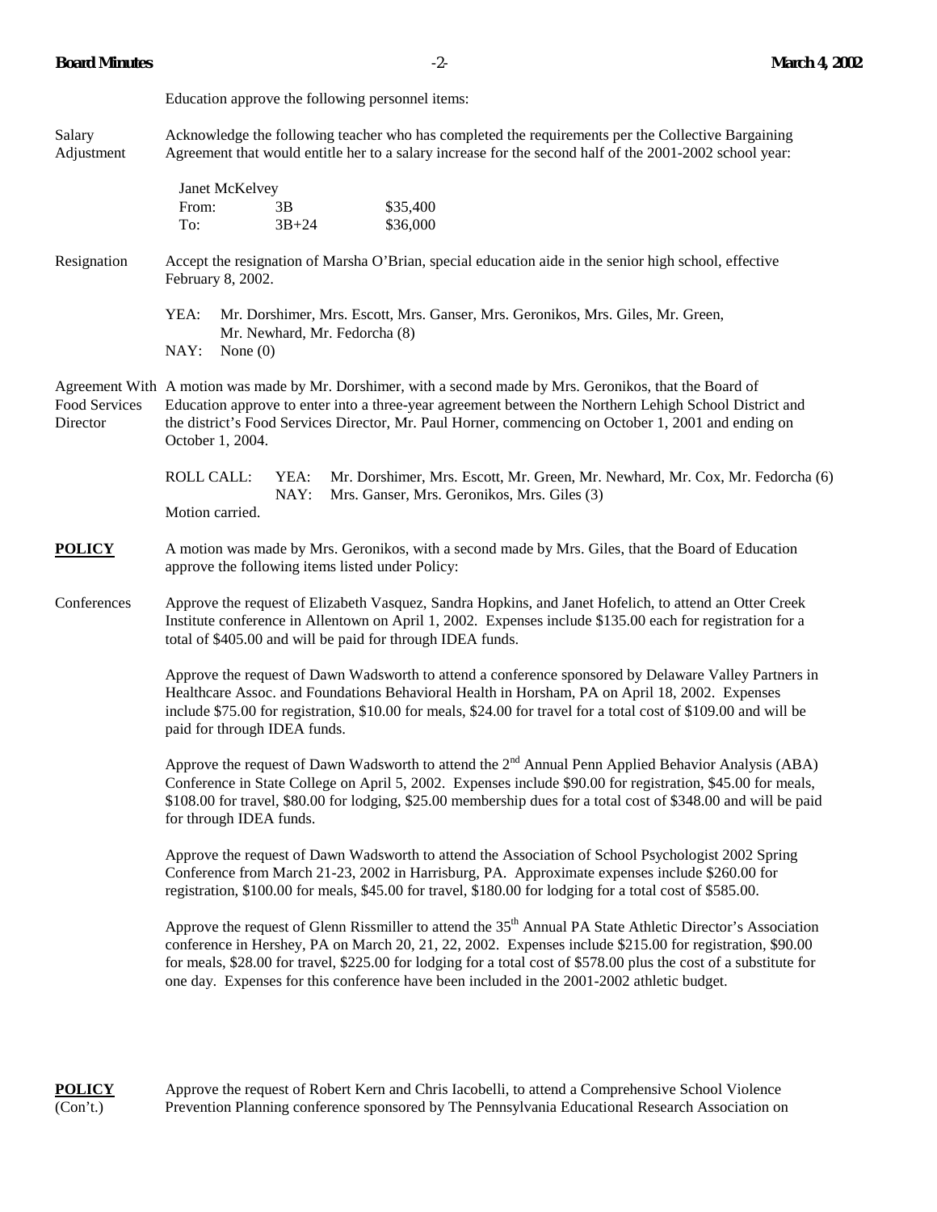Education approve the following personnel items:

Salary Adjustment

Acknowledge the following teacher who has completed the requirements per the Collective Bargaining Agreement that would entitle her to a salary increase for the second half of the 2001-2002 school year:

Janet McKelvey

| | | |
|---|---|---|
| From: | 3B | $35,400 |
| To: | 3B+24 | $36,000 |

Resignation

Accept the resignation of Marsha O'Brian, special education aide in the senior high school, effective February 8, 2002.

YEA: Mr. Dorshimer, Mrs. Escott, Mrs. Ganser, Mrs. Geronikos, Mrs. Giles, Mr. Green, Mr. Newhard, Mr. Fedorcha (8)
NAY: None (0)

Agreement With Food Services Director

A motion was made by Mr. Dorshimer, with a second made by Mrs. Geronikos, that the Board of Education approve to enter into a three-year agreement between the Northern Lehigh School District and the district's Food Services Director, Mr. Paul Horner, commencing on October 1, 2001 and ending on October 1, 2004.

ROLL CALL: YEA: Mr. Dorshimer, Mrs. Escott, Mr. Green, Mr. Newhard, Mr. Cox, Mr. Fedorcha (6)
NAY: Mrs. Ganser, Mrs. Geronikos, Mrs. Giles (3)

Motion carried.

**POLICY**

A motion was made by Mrs. Geronikos, with a second made by Mrs. Giles, that the Board of Education approve the following items listed under Policy:

Conferences

Approve the request of Elizabeth Vasquez, Sandra Hopkins, and Janet Hofelich, to attend an Otter Creek Institute conference in Allentown on April 1, 2002. Expenses include $135.00 each for registration for a total of $405.00 and will be paid for through IDEA funds.

Approve the request of Dawn Wadsworth to attend a conference sponsored by Delaware Valley Partners in Healthcare Assoc. and Foundations Behavioral Health in Horsham, PA on April 18, 2002. Expenses include $75.00 for registration, $10.00 for meals, $24.00 for travel for a total cost of $109.00 and will be paid for through IDEA funds.

Approve the request of Dawn Wadsworth to attend the 2nd Annual Penn Applied Behavior Analysis (ABA) Conference in State College on April 5, 2002. Expenses include $90.00 for registration, $45.00 for meals, $108.00 for travel, $80.00 for lodging, $25.00 membership dues for a total cost of $348.00 and will be paid for through IDEA funds.

Approve the request of Dawn Wadsworth to attend the Association of School Psychologist 2002 Spring Conference from March 21-23, 2002 in Harrisburg, PA. Approximate expenses include $260.00 for registration, $100.00 for meals, $45.00 for travel, $180.00 for lodging for a total cost of $585.00.

Approve the request of Glenn Rissmiller to attend the 35th Annual PA State Athletic Director's Association conference in Hershey, PA on March 20, 21, 22, 2002. Expenses include $215.00 for registration, $90.00 for meals, $28.00 for travel, $225.00 for lodging for a total cost of $578.00 plus the cost of a substitute for one day. Expenses for this conference have been included in the 2001-2002 athletic budget.

**POLICY** (Con't.)

Approve the request of Robert Kern and Chris Iacobelli, to attend a Comprehensive School Violence Prevention Planning conference sponsored by The Pennsylvania Educational Research Association on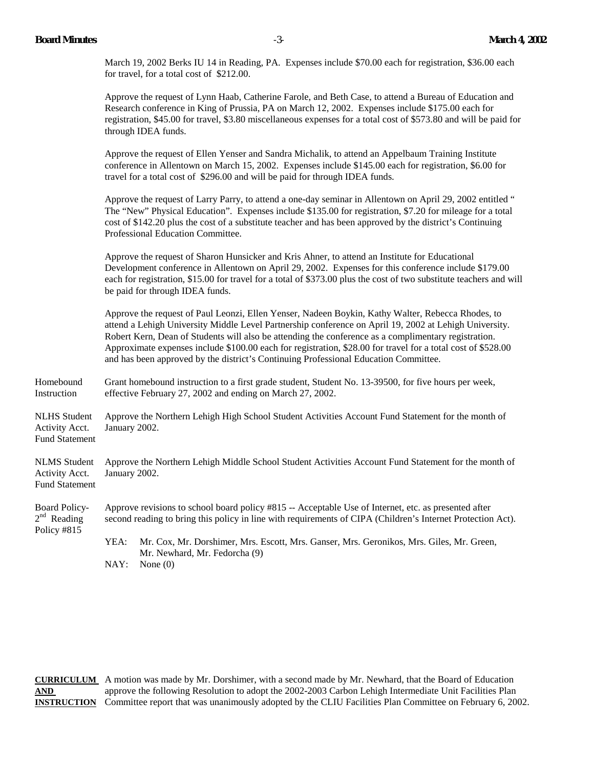March 19, 2002 Berks IU 14 in Reading, PA. Expenses include $70.00 each for registration, $36.00 each for travel, for a total cost of $212.00.

Approve the request of Lynn Haab, Catherine Farole, and Beth Case, to attend a Bureau of Education and Research conference in King of Prussia, PA on March 12, 2002. Expenses include $175.00 each for registration, $45.00 for travel, $3.80 miscellaneous expenses for a total cost of $573.80 and will be paid for through IDEA funds.

Approve the request of Ellen Yenser and Sandra Michalik, to attend an Appelbaum Training Institute conference in Allentown on March 15, 2002. Expenses include $145.00 each for registration, $6.00 for travel for a total cost of $296.00 and will be paid for through IDEA funds.

Approve the request of Larry Parry, to attend a one-day seminar in Allentown on April 29, 2002 entitled " The "New" Physical Education". Expenses include $135.00 for registration, $7.20 for mileage for a total cost of $142.20 plus the cost of a substitute teacher and has been approved by the district's Continuing Professional Education Committee.

Approve the request of Sharon Hunsicker and Kris Ahner, to attend an Institute for Educational Development conference in Allentown on April 29, 2002. Expenses for this conference include $179.00 each for registration, $15.00 for travel for a total of $373.00 plus the cost of two substitute teachers and will be paid for through IDEA funds.

Approve the request of Paul Leonzi, Ellen Yenser, Nadeen Boykin, Kathy Walter, Rebecca Rhodes, to attend a Lehigh University Middle Level Partnership conference on April 19, 2002 at Lehigh University. Robert Kern, Dean of Students will also be attending the conference as a complimentary registration. Approximate expenses include $100.00 each for registration, $28.00 for travel for a total cost of $528.00 and has been approved by the district's Continuing Professional Education Committee.

Homebound Instruction

Grant homebound instruction to a first grade student, Student No. 13-39500, for five hours per week, effective February 27, 2002 and ending on March 27, 2002.

NLHS Student Activity Acct. Fund Statement

Approve the Northern Lehigh High School Student Activities Account Fund Statement for the month of January 2002.

NLMS Student Activity Acct. Fund Statement

Approve the Northern Lehigh Middle School Student Activities Account Fund Statement for the month of January 2002.

Board Policy- 2nd Reading Policy #815

Approve revisions to school board policy #815 -- Acceptable Use of Internet, etc. as presented after second reading to bring this policy in line with requirements of CIPA (Children's Internet Protection Act).

YEA: Mr. Cox, Mr. Dorshimer, Mrs. Escott, Mrs. Ganser, Mrs. Geronikos, Mrs. Giles, Mr. Green, Mr. Newhard, Mr. Fedorcha (9)

NAY: None (0)

**CURRICULUM AND INSTRUCTION**

A motion was made by Mr. Dorshimer, with a second made by Mr. Newhard, that the Board of Education approve the following Resolution to adopt the 2002-2003 Carbon Lehigh Intermediate Unit Facilities Plan Committee report that was unanimously adopted by the CLIU Facilities Plan Committee on February 6, 2002.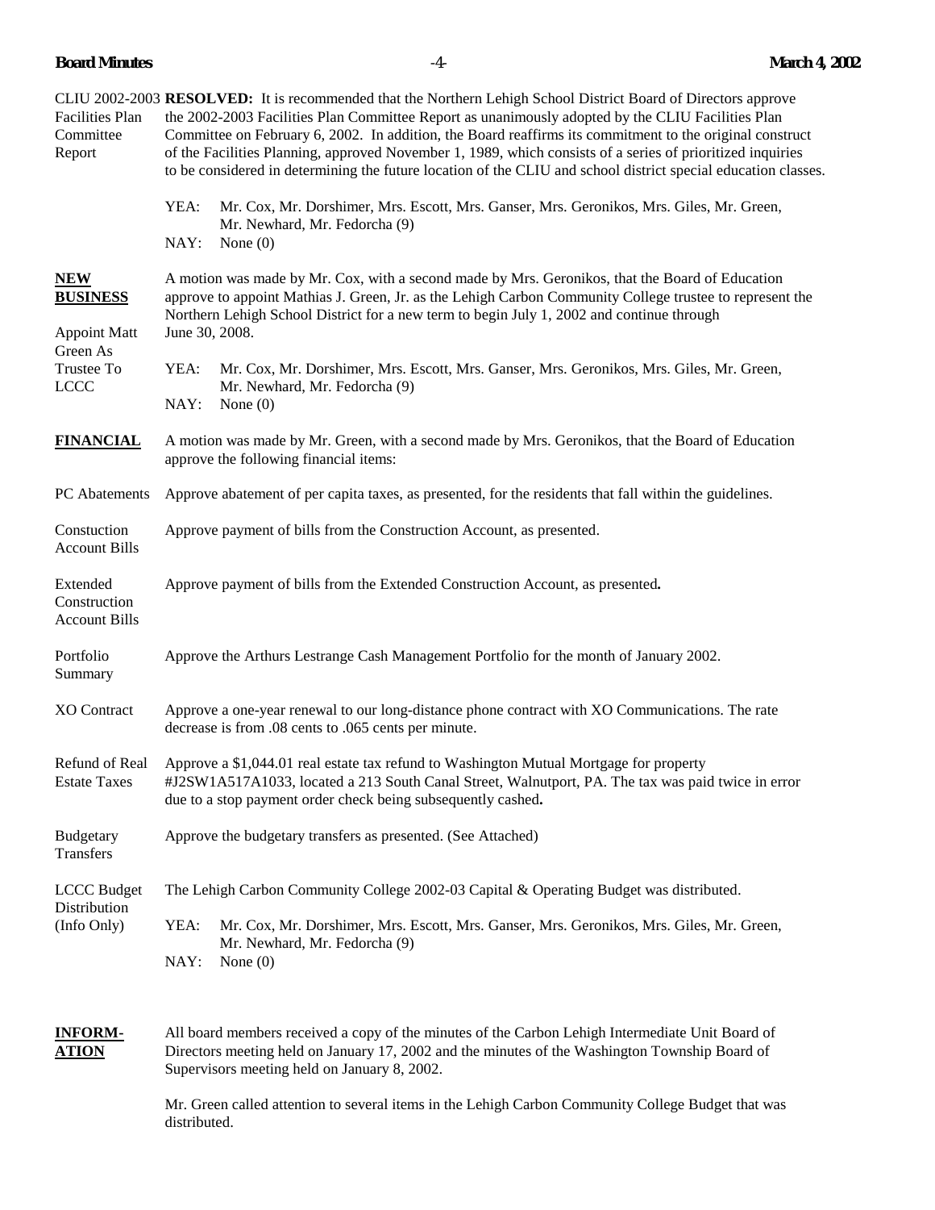**CLIU 2002-2003 Facilities Plan Committee Report**

**RESOLVED:** It is recommended that the Northern Lehigh School District Board of Directors approve the 2002-2003 Facilities Plan Committee Report as unanimously adopted by the CLIU Facilities Plan Committee on February 6, 2002. In addition, the Board reaffirms its commitment to the original construct of the Facilities Planning, approved November 1, 1989, which consists of a series of prioritized inquiries to be considered in determining the future location of the CLIU and school district special education classes.

YEA: Mr. Cox, Mr. Dorshimer, Mrs. Escott, Mrs. Ganser, Mrs. Geronikos, Mrs. Giles, Mr. Green, Mr. Newhard, Mr. Fedorcha (9)
NAY: None (0)

## NEW BUSINESS

**Appoint Matt Green As Trustee To LCCC**

A motion was made by Mr. Cox, with a second made by Mrs. Geronikos, that the Board of Education approve to appoint Mathias J. Green, Jr. as the Lehigh Carbon Community College trustee to represent the Northern Lehigh School District for a new term to begin July 1, 2002 and continue through June 30, 2008.

YEA: Mr. Cox, Mr. Dorshimer, Mrs. Escott, Mrs. Ganser, Mrs. Geronikos, Mrs. Giles, Mr. Green, Mr. Newhard, Mr. Fedorcha (9)
NAY: None (0)

## FINANCIAL

A motion was made by Mr. Green, with a second made by Mrs. Geronikos, that the Board of Education approve the following financial items:

**PC Abatements** — Approve abatement of per capita taxes, as presented, for the residents that fall within the guidelines.

**Constuction Account Bills** — Approve payment of bills from the Construction Account, as presented.

**Extended Construction Account Bills** — Approve payment of bills from the Extended Construction Account, as presented.

**Portfolio Summary** — Approve the Arthurs Lestrange Cash Management Portfolio for the month of January 2002.

**XO Contract** — Approve a one-year renewal to our long-distance phone contract with XO Communications. The rate decrease is from .08 cents to .065 cents per minute.

**Refund of Real Estate Taxes** — Approve a $1,044.01 real estate tax refund to Washington Mutual Mortgage for property #J2SW1A517A1033, located a 213 South Canal Street, Walnutport, PA. The tax was paid twice in error due to a stop payment order check being subsequently cashed.

**Budgetary Transfers** — Approve the budgetary transfers as presented. (See Attached)

**LCCC Budget Distribution (Info Only)** — The Lehigh Carbon Community College 2002-03 Capital & Operating Budget was distributed.

YEA: Mr. Cox, Mr. Dorshimer, Mrs. Escott, Mrs. Ganser, Mrs. Geronikos, Mrs. Giles, Mr. Green, Mr. Newhard, Mr. Fedorcha (9)
NAY: None (0)

## INFORMATION

All board members received a copy of the minutes of the Carbon Lehigh Intermediate Unit Board of Directors meeting held on January 17, 2002 and the minutes of the Washington Township Board of Supervisors meeting held on January 8, 2002.

Mr. Green called attention to several items in the Lehigh Carbon Community College Budget that was distributed.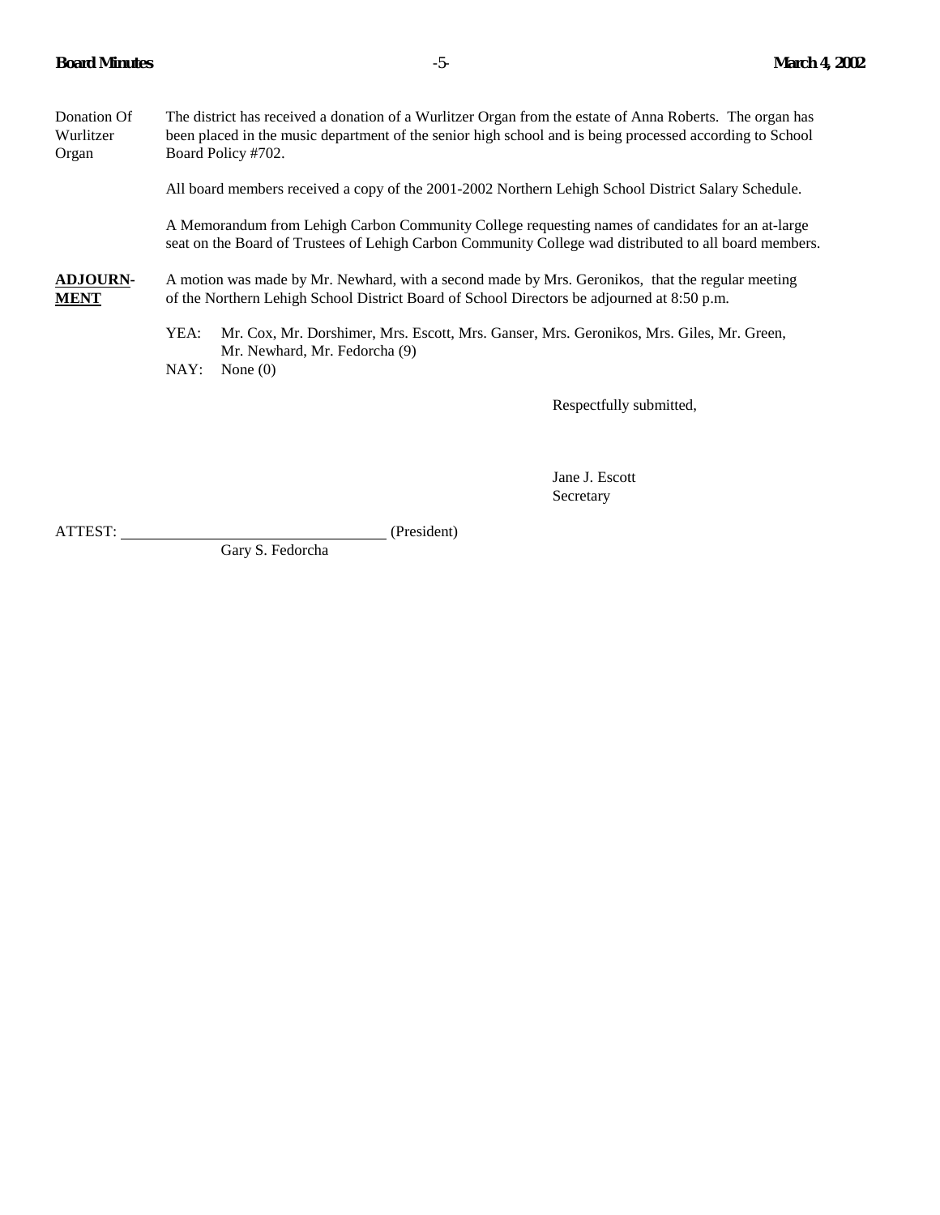Donation Of Wurlitzer Organ

The district has received a donation of a Wurlitzer Organ from the estate of Anna Roberts. The organ has been placed in the music department of the senior high school and is being processed according to School Board Policy #702.

All board members received a copy of the 2001-2002 Northern Lehigh School District Salary Schedule.

A Memorandum from Lehigh Carbon Community College requesting names of candidates for an at-large seat on the Board of Trustees of Lehigh Carbon Community College wad distributed to all board members.

**ADJOURNMENT**

A motion was made by Mr. Newhard, with a second made by Mrs. Geronikos, that the regular meeting of the Northern Lehigh School District Board of School Directors be adjourned at 8:50 p.m.

YEA: Mr. Cox, Mr. Dorshimer, Mrs. Escott, Mrs. Ganser, Mrs. Geronikos, Mrs. Giles, Mr. Green, Mr. Newhard, Mr. Fedorcha (9)

NAY: None (0)

Respectfully submitted,

Jane J. Escott
Secretary

ATTEST: ______________________________ (President)
Gary S. Fedorcha